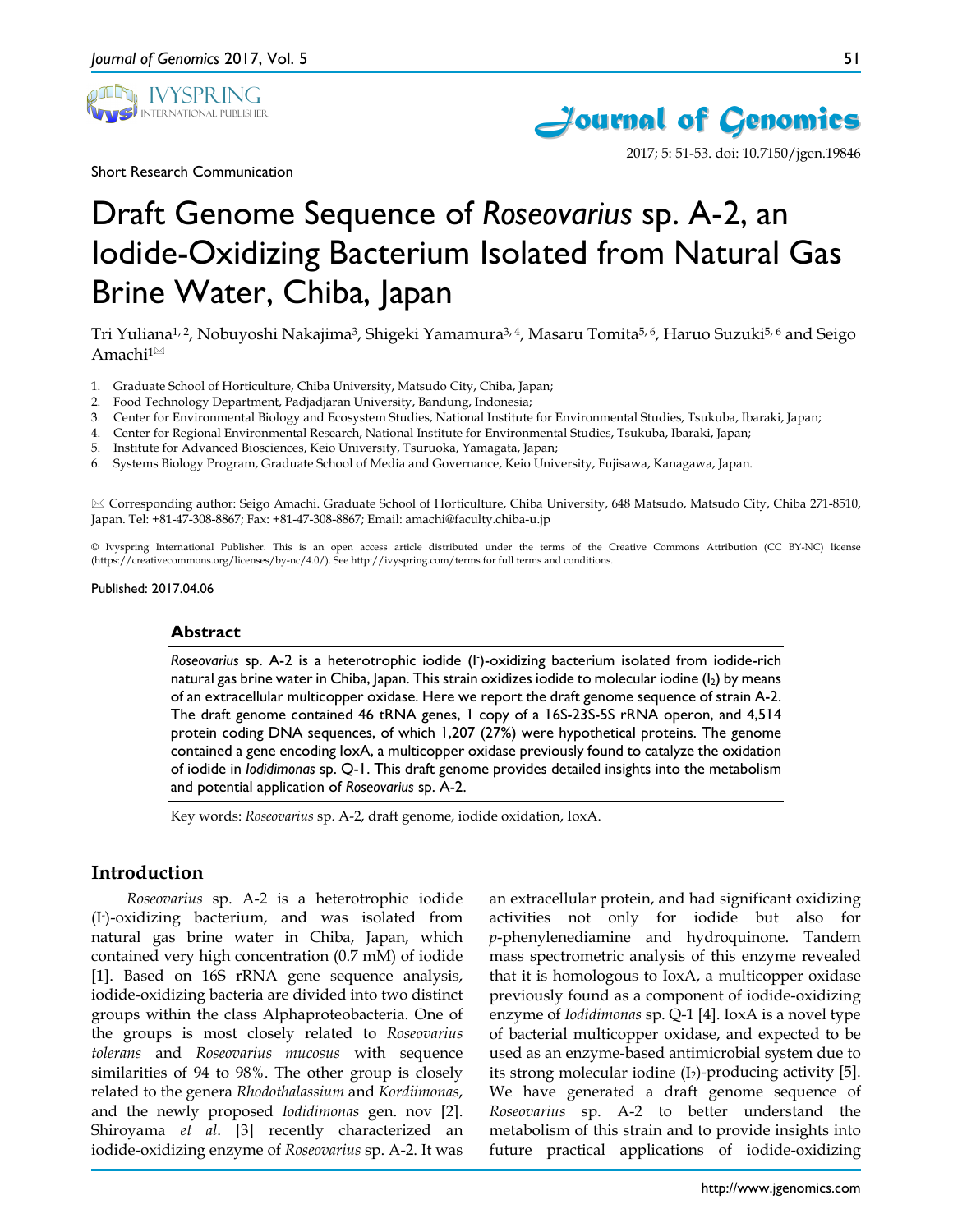Short Research Communication

# Draft Genome Sequence of *Roseovarius* sp. A-2, an Iodide-Oxidizing Bacterium Isolated from Natural Gas Brine Water, Chiba, Japan

Tri Yuliana[1, 2], Nobuyoshi Nakajima[3], Shigeki Yamamura[3, 4], Masaru Tomita[5, 6], Haruo Suzuki[5, 6] and Seigo Amachi[1]✉

1. Graduate School of Horticulture, Chiba University, Matsudo City, Chiba, Japan;
2. Food Technology Department, Padjadjaran University, Bandung, Indonesia;
3. Center for Environmental Biology and Ecosystem Studies, National Institute for Environmental Studies, Tsukuba, Ibaraki, Japan;
4. Center for Regional Environmental Research, National Institute for Environmental Studies, Tsukuba, Ibaraki, Japan;
5. Institute for Advanced Biosciences, Keio University, Tsuruoka, Yamagata, Japan;
6. Systems Biology Program, Graduate School of Media and Governance, Keio University, Fujisawa, Kanagawa, Japan.

✉ Corresponding author: Seigo Amachi. Graduate School of Horticulture, Chiba University, 648 Matsudo, Matsudo City, Chiba 271-8510, Japan. Tel: +81-47-308-8867; Fax: +81-47-308-8867; Email: amachi@faculty.chiba-u.jp

© Ivyspring International Publisher. This is an open access article distributed under the terms of the Creative Commons Attribution (CC BY-NC) license (https://creativecommons.org/licenses/by-nc/4.0/). See http://ivyspring.com/terms for full terms and conditions.

Published: 2017.04.06

## Abstract

*Roseovarius* sp. A-2 is a heterotrophic iodide ($I^-$)-oxidizing bacterium isolated from iodide-rich natural gas brine water in Chiba, Japan. This strain oxidizes iodide to molecular iodine ($I_2$) by means of an extracellular multicopper oxidase. Here we report the draft genome sequence of strain A-2. The draft genome contained 46 tRNA genes, 1 copy of a 16S-23S-5S rRNA operon, and 4,514 protein coding DNA sequences, of which 1,207 (27%) were hypothetical proteins. The genome contained a gene encoding IoxA, a multicopper oxidase previously found to catalyze the oxidation of iodide in *Iodidimonas* sp. Q-1. This draft genome provides detailed insights into the metabolism and potential application of *Roseovarius* sp. A-2.

Key words: *Roseovarius* sp. A-2, draft genome, iodide oxidation, IoxA.

## Introduction

*Roseovarius* sp. A-2 is a heterotrophic iodide ($I^-$)-oxidizing bacterium, and was isolated from natural gas brine water in Chiba, Japan, which contained very high concentration (0.7 mM) of iodide [1]. Based on 16S rRNA gene sequence analysis, iodide-oxidizing bacteria are divided into two distinct groups within the class Alphaproteobacteria. One of the groups is most closely related to *Roseovarius tolerans* and *Roseovarius mucosus* with sequence similarities of 94 to 98%. The other group is closely related to the genera *Rhodothalassium* and *Kordiimonas*, and the newly proposed *Iodidimonas* gen. nov [2]. Shiroyama *et al*. [3] recently characterized an iodide-oxidizing enzyme of *Roseovarius* sp. A-2. It was an extracellular protein, and had significant oxidizing activities not only for iodide but also for *p*-phenylenediamine and hydroquinone. Tandem mass spectrometric analysis of this enzyme revealed that it is homologous to IoxA, a multicopper oxidase previously found as a component of iodide-oxidizing enzyme of *Iodidimonas* sp. Q-1 [4]. IoxA is a novel type of bacterial multicopper oxidase, and expected to be used as an enzyme-based antimicrobial system due to its strong molecular iodine ($I_2$)-producing activity [5]. We have generated a draft genome sequence of *Roseovarius* sp. A-2 to better understand the metabolism of this strain and to provide insights into future practical applications of iodide-oxidizing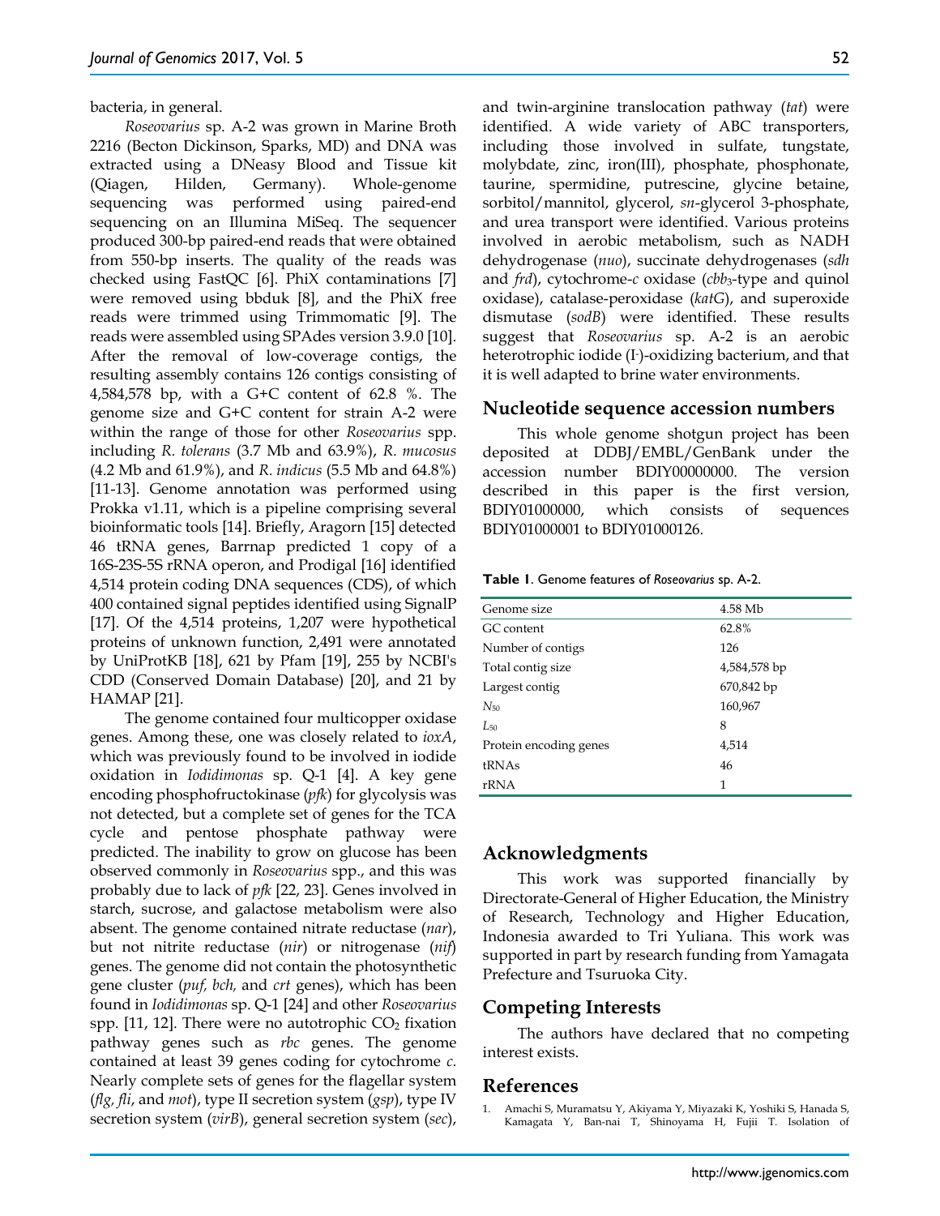bacteria, in general.

*Roseovarius* sp. A-2 was grown in Marine Broth 2216 (Becton Dickinson, Sparks, MD) and DNA was extracted using a DNeasy Blood and Tissue kit (Qiagen, Hilden, Germany). Whole-genome sequencing was performed using paired-end sequencing on an Illumina MiSeq. The sequencer produced 300-bp paired-end reads that were obtained from 550-bp inserts. The quality of the reads was checked using FastQC [6]. PhiX contaminations [7] were removed using bbduk [8], and the PhiX free reads were trimmed using Trimmomatic [9]. The reads were assembled using SPAdes version 3.9.0 [10]. After the removal of low-coverage contigs, the resulting assembly contains 126 contigs consisting of 4,584,578 bp, with a G+C content of 62.8 %. The genome size and G+C content for strain A-2 were within the range of those for other *Roseovarius* spp. including *R. tolerans* (3.7 Mb and 63.9%), *R. mucosus* (4.2 Mb and 61.9%), and *R. indicus* (5.5 Mb and 64.8%) [11-13]. Genome annotation was performed using Prokka v1.11, which is a pipeline comprising several bioinformatic tools [14]. Briefly, Aragorn [15] detected 46 tRNA genes, Barrnap predicted 1 copy of a 16S-23S-5S rRNA operon, and Prodigal [16] identified 4,514 protein coding DNA sequences (CDS), of which 400 contained signal peptides identified using SignalP [17]. Of the 4,514 proteins, 1,207 were hypothetical proteins of unknown function, 2,491 were annotated by UniProtKB [18], 621 by Pfam [19], 255 by NCBI's CDD (Conserved Domain Database) [20], and 21 by HAMAP [21].

The genome contained four multicopper oxidase genes. Among these, one was closely related to *ioxA*, which was previously found to be involved in iodide oxidation in *Iodidimonas* sp. Q-1 [4]. A key gene encoding phosphofructokinase (*pfk*) for glycolysis was not detected, but a complete set of genes for the TCA cycle and pentose phosphate pathway were predicted. The inability to grow on glucose has been observed commonly in *Roseovarius* spp., and this was probably due to lack of *pfk* [22, 23]. Genes involved in starch, sucrose, and galactose metabolism were also absent. The genome contained nitrate reductase (*nar*), but not nitrite reductase (*nir*) or nitrogenase (*nif*) genes. The genome did not contain the photosynthetic gene cluster (*puf, bch,* and *crt* genes), which has been found in *Iodidimonas* sp. Q-1 [24] and other *Roseovarius* spp. [11, 12]. There were no autotrophic $CO_2$ fixation pathway genes such as *rbc* genes. The genome contained at least 39 genes coding for cytochrome *c*. Nearly complete sets of genes for the flagellar system (*flg, fli*, and *mot*), type II secretion system (*gsp*), type IV secretion system (*virB*), general secretion system (*sec*), and twin-arginine translocation pathway (*tat*) were identified. A wide variety of ABC transporters, including those involved in sulfate, tungstate, molybdate, zinc, iron(III), phosphate, phosphonate, taurine, spermidine, putrescine, glycine betaine, sorbitol/mannitol, glycerol, *sn*-glycerol 3-phosphate, and urea transport were identified. Various proteins involved in aerobic metabolism, such as NADH dehydrogenase (*nuo*), succinate dehydrogenases (*sdh* and *frd*), cytochrome-*c* oxidase (*cbb*$_3$-type and quinol oxidase), catalase-peroxidase (*katG*), and superoxide dismutase (*sodB*) were identified. These results suggest that *Roseovarius* sp. A-2 is an aerobic heterotrophic iodide ($I^-$)-oxidizing bacterium, and that it is well adapted to brine water environments.

## Nucleotide sequence accession numbers

This whole genome shotgun project has been deposited at DDBJ/EMBL/GenBank under the accession number BDIY00000000. The version described in this paper is the first version, BDIY01000000, which consists of sequences BDIY01000001 to BDIY01000126.

**Table 1**. Genome features of *Roseovarius* sp. A-2.

| Genome size | 4.58 Mb |
|---|---|
| GC content | 62.8% |
| Number of contigs | 126 |
| Total contig size | 4,584,578 bp |
| Largest contig | 670,842 bp |
| $N_{50}$ | 160,967 |
| $L_{50}$ | 8 |
| Protein encoding genes | 4,514 |
| tRNAs | 46 |
| rRNA | 1 |

## Acknowledgments

This work was supported financially by Directorate-General of Higher Education, the Ministry of Research, Technology and Higher Education, Indonesia awarded to Tri Yuliana. This work was supported in part by research funding from Yamagata Prefecture and Tsuruoka City.

## Competing Interests

The authors have declared that no competing interest exists.

## References

1. Amachi S, Muramatsu Y, Akiyama Y, Miyazaki K, Yoshiki S, Hanada S, Kamagata Y, Ban-nai T, Shinoyama H, Fujii T. Isolation of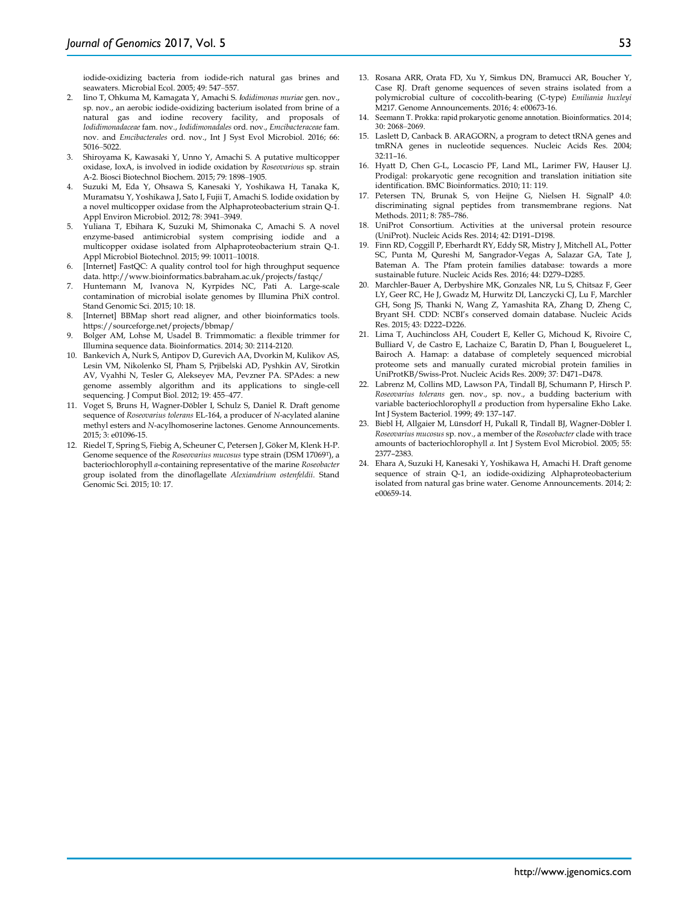iodide-oxidizing bacteria from iodide-rich natural gas brines and seawaters. Microbial Ecol. 2005; 49: 547–557.

2. Iino T, Ohkuma M, Kamagata Y, Amachi S. *Iodidimonas muriae* gen. nov., sp. nov., an aerobic iodide-oxidizing bacterium isolated from brine of a natural gas and iodine recovery facility, and proposals of *Iodidimonadaceae* fam. nov., *Iodidimonadales* ord. nov., *Emcibacteraceae* fam. nov. and *Emcibacterales* ord. nov., Int J Syst Evol Microbiol. 2016; 66: 5016–5022.
3. Shiroyama K, Kawasaki Y, Unno Y, Amachi S. A putative multicopper oxidase, IoxA, is involved in iodide oxidation by *Roseovarious* sp. strain A-2. Biosci Biotechnol Biochem. 2015; 79: 1898–1905.
4. Suzuki M, Eda Y, Ohsawa S, Kanesaki Y, Yoshikawa H, Tanaka K, Muramatsu Y, Yoshikawa J, Sato I, Fujii T, Amachi S. Iodide oxidation by a novel multicopper oxidase from the Alphaproteobacterium strain Q-1. Appl Environ Microbiol. 2012; 78: 3941–3949.
5. Yuliana T, Ebihara K, Suzuki M, Shimonaka C, Amachi S. A novel enzyme-based antimicrobial system comprising iodide and a multicopper oxidase isolated from Alphaproteobacterium strain Q-1. Appl Microbiol Biotechnol. 2015; 99: 10011–10018.
6. [Internet] FastQC: A quality control tool for high throughput sequence data. http://www.bioinformatics.babraham.ac.uk/projects/fastqc/
7. Huntemann M, Ivanova N, Kyrpides NC, Pati A. Large-scale contamination of microbial isolate genomes by Illumina PhiX control. Stand Genomic Sci. 2015; 10: 18.
8. [Internet] BBMap short read aligner, and other bioinformatics tools. https://sourceforge.net/projects/bbmap/
9. Bolger AM, Lohse M, Usadel B. Trimmomatic: a flexible trimmer for Illumina sequence data. Bioinformatics. 2014; 30: 2114-2120.
10. Bankevich A, Nurk S, Antipov D, Gurevich AA, Dvorkin M, Kulikov AS, Lesin VM, Nikolenko SI, Pham S, Prjibelski AD, Pyshkin AV, Sirotkin AV, Vyahhi N, Tesler G, Alekseyev MA, Pevzner PA. SPAdes: a new genome assembly algorithm and its applications to single-cell sequencing. J Comput Biol. 2012; 19: 455–477.
11. Voget S, Bruns H, Wagner-Döbler I, Schulz S, Daniel R. Draft genome sequence of *Roseovarius tolerans* EL-164, a producer of *N*-acylated alanine methyl esters and *N*-acylhomoserine lactones. Genome Announcements. 2015; 3: e01096-15.
12. Riedel T, Spring S, Fiebig A, Scheuner C, Petersen J, Göker M, Klenk H-P. Genome sequence of the *Roseovarius mucosus* type strain (DSM 17069T), a bacteriochlorophyll *a*-containing representative of the marine *Roseobacter* group isolated from the dinoflagellate *Alexiandrium ostenfeldii*. Stand Genomic Sci. 2015; 10: 17.
13. Rosana ARR, Orata FD, Xu Y, Simkus DN, Bramucci AR, Boucher Y, Case RJ. Draft genome sequences of seven strains isolated from a polymicrobial culture of coccolith-bearing (C-type) *Emiliania huxleyi* M217. Genome Announcements. 2016; 4: e00673-16.
14. Seemann T. Prokka: rapid prokaryotic genome annotation. Bioinformatics. 2014; 30: 2068–2069.
15. Laslett D, Canback B. ARAGORN, a program to detect tRNA genes and tmRNA genes in nucleotide sequences. Nucleic Acids Res. 2004; 32:11–16.
16. Hyatt D, Chen G-L, Locascio PF, Land ML, Larimer FW, Hauser LJ. Prodigal: prokaryotic gene recognition and translation initiation site identification. BMC Bioinformatics. 2010; 11: 119.
17. Petersen TN, Brunak S, von Heijne G, Nielsen H. SignalP 4.0: discriminating signal peptides from transmembrane regions. Nat Methods. 2011; 8: 785–786.
18. UniProt Consortium. Activities at the universal protein resource (UniProt). Nucleic Acids Res. 2014; 42: D191–D198.
19. Finn RD, Coggill P, Eberhardt RY, Eddy SR, Mistry J, Mitchell AL, Potter SC, Punta M, Qureshi M, Sangrador-Vegas A, Salazar GA, Tate J, Bateman A. The Pfam protein families database: towards a more sustainable future. Nucleic Acids Res. 2016; 44: D279–D285.
20. Marchler-Bauer A, Derbyshire MK, Gonzales NR, Lu S, Chitsaz F, Geer LY, Geer RC, He J, Gwadz M, Hurwitz DI, Lanczycki CJ, Lu F, Marchler GH, Song JS, Thanki N, Wang Z, Yamashita RA, Zhang D, Zheng C, Bryant SH. CDD: NCBI's conserved domain database. Nucleic Acids Res. 2015; 43: D222–D226.
21. Lima T, Auchincloss AH, Coudert E, Keller G, Michoud K, Rivoire C, Bulliard V, de Castro E, Lachaize C, Baratin D, Phan I, Bougueleret L, Bairoch A. Hamap: a database of completely sequenced microbial proteome sets and manually curated microbial protein families in UniProtKB/Swiss-Prot. Nucleic Acids Res. 2009; 37: D471–D478.
22. Labrenz M, Collins MD, Lawson PA, Tindall BJ, Schumann P, Hirsch P. *Roseovarius tolerans* gen. nov., sp. nov., a budding bacterium with variable bacteriochlorophyll *a* production from hypersaline Ekho Lake. Int J System Bacteriol. 1999; 49: 137–147.
23. Biebl H, Allgaier M, Lünsdorf H, Pukall R, Tindall BJ, Wagner-Döbler I. *Roseovarius mucosus* sp. nov., a member of the *Roseobacter* clade with trace amounts of bacteriochlorophyll *a*. Int J System Evol Microbiol. 2005; 55: 2377–2383.
24. Ehara A, Suzuki H, Kanesaki Y, Yoshikawa H, Amachi H. Draft genome sequence of strain Q-1, an iodide-oxidizing Alphaproteobacterium isolated from natural gas brine water. Genome Announcements. 2014; 2: e00659-14.